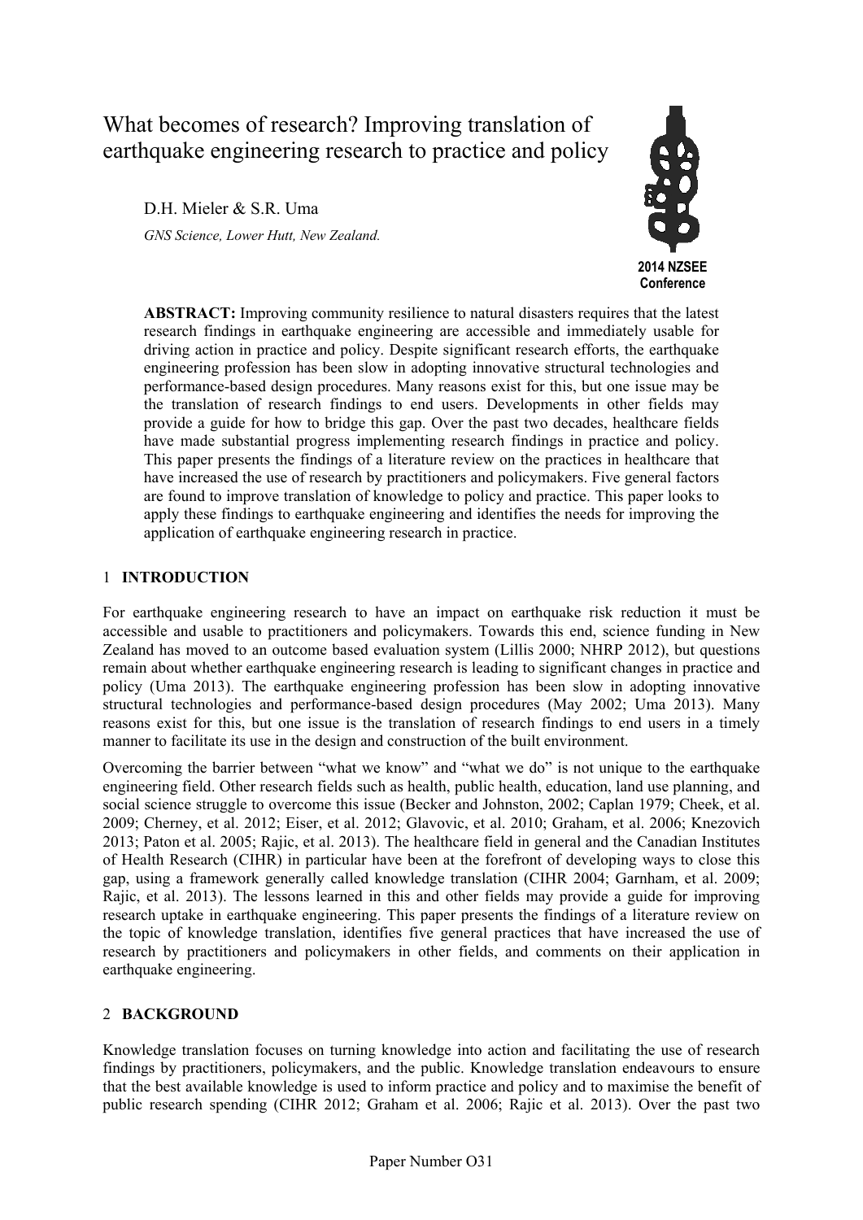# What becomes of research? Improving translation of earthquake engineering research to practice and policy

D.H. Mieler & S.R. Uma

*GNS Science, Lower Hutt, New Zealand.*

**2014 NZSEE Conference**

**ABSTRACT:** Improving community resilience to natural disasters requires that the latest research findings in earthquake engineering are accessible and immediately usable for driving action in practice and policy. Despite significant research efforts, the earthquake engineering profession has been slow in adopting innovative structural technologies and performance-based design procedures. Many reasons exist for this, but one issue may be the translation of research findings to end users. Developments in other fields may provide a guide for how to bridge this gap. Over the past two decades, healthcare fields have made substantial progress implementing research findings in practice and policy. This paper presents the findings of a literature review on the practices in healthcare that have increased the use of research by practitioners and policymakers. Five general factors are found to improve translation of knowledge to policy and practice. This paper looks to apply these findings to earthquake engineering and identifies the needs for improving the application of earthquake engineering research in practice.

## 1 INTRODUCTION

For earthquake engineering research to have an impact on earthquake risk reduction it must be accessible and usable to practitioners and policymakers. Towards this end, science funding in New Zealand has moved to an outcome based evaluation system (Lillis 2000; NHRP 2012), but questions remain about whether earthquake engineering research is leading to significant changes in practice and policy (Uma 2013). The earthquake engineering profession has been slow in adopting innovative structural technologies and performance-based design procedures (May 2002; Uma 2013). Many reasons exist for this, but one issue is the translation of research findings to end users in a timely manner to facilitate its use in the design and construction of the built environment.

Overcoming the barrier between "what we know" and "what we do" is not unique to the earthquake engineering field. Other research fields such as health, public health, education, land use planning, and social science struggle to overcome this issue (Becker and Johnston, 2002; Caplan 1979; Cheek, et al. 2009; Cherney, et al. 2012; Eiser, et al. 2012; Glavovic, et al. 2010; Graham, et al. 2006; Knezovich 2013; Paton et al. 2005; Rajic, et al. 2013). The healthcare field in general and the Canadian Institutes of Health Research (CIHR) in particular have been at the forefront of developing ways to close this gap, using a framework generally called knowledge translation (CIHR 2004; Garnham, et al. 2009; Rajic, et al. 2013). The lessons learned in this and other fields may provide a guide for improving research uptake in earthquake engineering. This paper presents the findings of a literature review on the topic of knowledge translation, identifies five general practices that have increased the use of research by practitioners and policymakers in other fields, and comments on their application in earthquake engineering.

## 2 BACKGROUND

Knowledge translation focuses on turning knowledge into action and facilitating the use of research findings by practitioners, policymakers, and the public. Knowledge translation endeavours to ensure that the best available knowledge is used to inform practice and policy and to maximise the benefit of public research spending (CIHR 2012; Graham et al. 2006; Rajic et al. 2013). Over the past two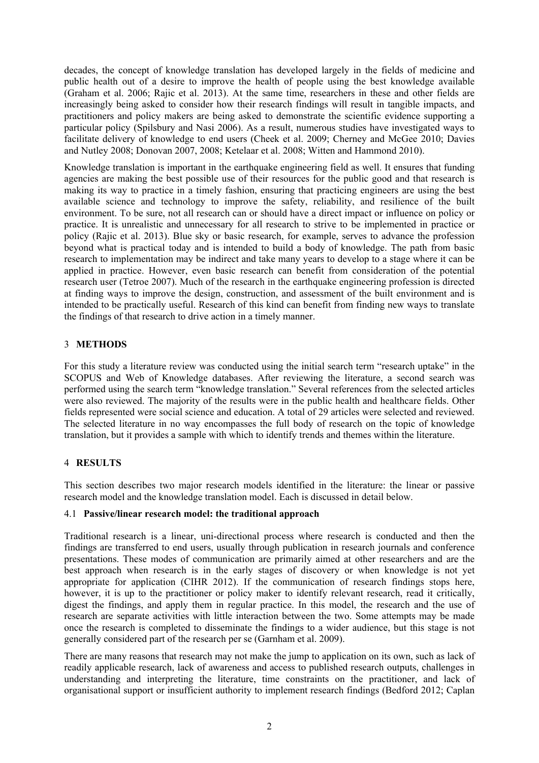decades, the concept of knowledge translation has developed largely in the fields of medicine and public health out of a desire to improve the health of people using the best knowledge available (Graham et al. 2006; Rajic et al. 2013). At the same time, researchers in these and other fields are increasingly being asked to consider how their research findings will result in tangible impacts, and practitioners and policy makers are being asked to demonstrate the scientific evidence supporting a particular policy (Spilsbury and Nasi 2006). As a result, numerous studies have investigated ways to facilitate delivery of knowledge to end users (Cheek et al. 2009; Cherney and McGee 2010; Davies and Nutley 2008; Donovan 2007, 2008; Ketelaar et al. 2008; Witten and Hammond 2010).

Knowledge translation is important in the earthquake engineering field as well. It ensures that funding agencies are making the best possible use of their resources for the public good and that research is making its way to practice in a timely fashion, ensuring that practicing engineers are using the best available science and technology to improve the safety, reliability, and resilience of the built environment. To be sure, not all research can or should have a direct impact or influence on policy or practice. It is unrealistic and unnecessary for all research to strive to be implemented in practice or policy (Rajic et al. 2013). Blue sky or basic research, for example, serves to advance the profession beyond what is practical today and is intended to build a body of knowledge. The path from basic research to implementation may be indirect and take many years to develop to a stage where it can be applied in practice. However, even basic research can benefit from consideration of the potential research user (Tetroe 2007). Much of the research in the earthquake engineering profession is directed at finding ways to improve the design, construction, and assessment of the built environment and is intended to be practically useful. Research of this kind can benefit from finding new ways to translate the findings of that research to drive action in a timely manner.

## 3 METHODS

For this study a literature review was conducted using the initial search term "research uptake" in the SCOPUS and Web of Knowledge databases. After reviewing the literature, a second search was performed using the search term "knowledge translation." Several references from the selected articles were also reviewed. The majority of the results were in the public health and healthcare fields. Other fields represented were social science and education. A total of 29 articles were selected and reviewed. The selected literature in no way encompasses the full body of research on the topic of knowledge translation, but it provides a sample with which to identify trends and themes within the literature.

## 4 RESULTS

This section describes two major research models identified in the literature: the linear or passive research model and the knowledge translation model. Each is discussed in detail below.

### 4.1 Passive/linear research model: the traditional approach

Traditional research is a linear, uni-directional process where research is conducted and then the findings are transferred to end users, usually through publication in research journals and conference presentations. These modes of communication are primarily aimed at other researchers and are the best approach when research is in the early stages of discovery or when knowledge is not yet appropriate for application (CIHR 2012). If the communication of research findings stops here, however, it is up to the practitioner or policy maker to identify relevant research, read it critically, digest the findings, and apply them in regular practice. In this model, the research and the use of research are separate activities with little interaction between the two. Some attempts may be made once the research is completed to disseminate the findings to a wider audience, but this stage is not generally considered part of the research per se (Garnham et al. 2009).

There are many reasons that research may not make the jump to application on its own, such as lack of readily applicable research, lack of awareness and access to published research outputs, challenges in understanding and interpreting the literature, time constraints on the practitioner, and lack of organisational support or insufficient authority to implement research findings (Bedford 2012; Caplan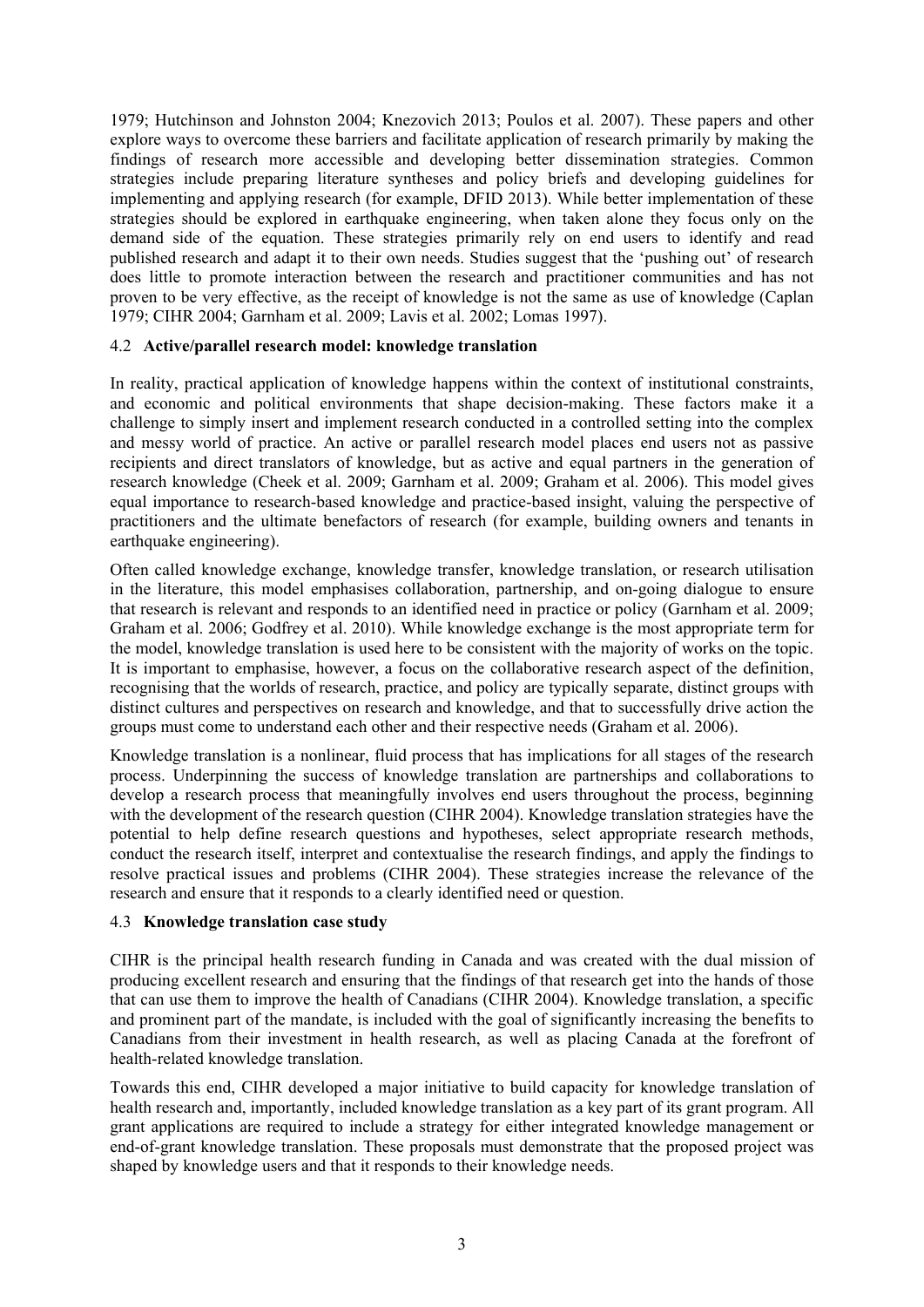1979; Hutchinson and Johnston 2004; Knezovich 2013; Poulos et al. 2007). These papers and other explore ways to overcome these barriers and facilitate application of research primarily by making the findings of research more accessible and developing better dissemination strategies. Common strategies include preparing literature syntheses and policy briefs and developing guidelines for implementing and applying research (for example, DFID 2013). While better implementation of these strategies should be explored in earthquake engineering, when taken alone they focus only on the demand side of the equation. These strategies primarily rely on end users to identify and read published research and adapt it to their own needs. Studies suggest that the 'pushing out' of research does little to promote interaction between the research and practitioner communities and has not proven to be very effective, as the receipt of knowledge is not the same as use of knowledge (Caplan 1979; CIHR 2004; Garnham et al. 2009; Lavis et al. 2002; Lomas 1997).

### 4.2 **Active/parallel research model: knowledge translation**

In reality, practical application of knowledge happens within the context of institutional constraints, and economic and political environments that shape decision-making. These factors make it a challenge to simply insert and implement research conducted in a controlled setting into the complex and messy world of practice. An active or parallel research model places end users not as passive recipients and direct translators of knowledge, but as active and equal partners in the generation of research knowledge (Cheek et al. 2009; Garnham et al. 2009; Graham et al. 2006). This model gives equal importance to research-based knowledge and practice-based insight, valuing the perspective of practitioners and the ultimate benefactors of research (for example, building owners and tenants in earthquake engineering).

Often called knowledge exchange, knowledge transfer, knowledge translation, or research utilisation in the literature, this model emphasises collaboration, partnership, and on-going dialogue to ensure that research is relevant and responds to an identified need in practice or policy (Garnham et al. 2009; Graham et al. 2006; Godfrey et al. 2010). While knowledge exchange is the most appropriate term for the model, knowledge translation is used here to be consistent with the majority of works on the topic. It is important to emphasise, however, a focus on the collaborative research aspect of the definition, recognising that the worlds of research, practice, and policy are typically separate, distinct groups with distinct cultures and perspectives on research and knowledge, and that to successfully drive action the groups must come to understand each other and their respective needs (Graham et al. 2006).

Knowledge translation is a nonlinear, fluid process that has implications for all stages of the research process. Underpinning the success of knowledge translation are partnerships and collaborations to develop a research process that meaningfully involves end users throughout the process, beginning with the development of the research question (CIHR 2004). Knowledge translation strategies have the potential to help define research questions and hypotheses, select appropriate research methods, conduct the research itself, interpret and contextualise the research findings, and apply the findings to resolve practical issues and problems (CIHR 2004). These strategies increase the relevance of the research and ensure that it responds to a clearly identified need or question.

### 4.3 **Knowledge translation case study**

CIHR is the principal health research funding in Canada and was created with the dual mission of producing excellent research and ensuring that the findings of that research get into the hands of those that can use them to improve the health of Canadians (CIHR 2004). Knowledge translation, a specific and prominent part of the mandate, is included with the goal of significantly increasing the benefits to Canadians from their investment in health research, as well as placing Canada at the forefront of health-related knowledge translation.

Towards this end, CIHR developed a major initiative to build capacity for knowledge translation of health research and, importantly, included knowledge translation as a key part of its grant program. All grant applications are required to include a strategy for either integrated knowledge management or end-of-grant knowledge translation. These proposals must demonstrate that the proposed project was shaped by knowledge users and that it responds to their knowledge needs.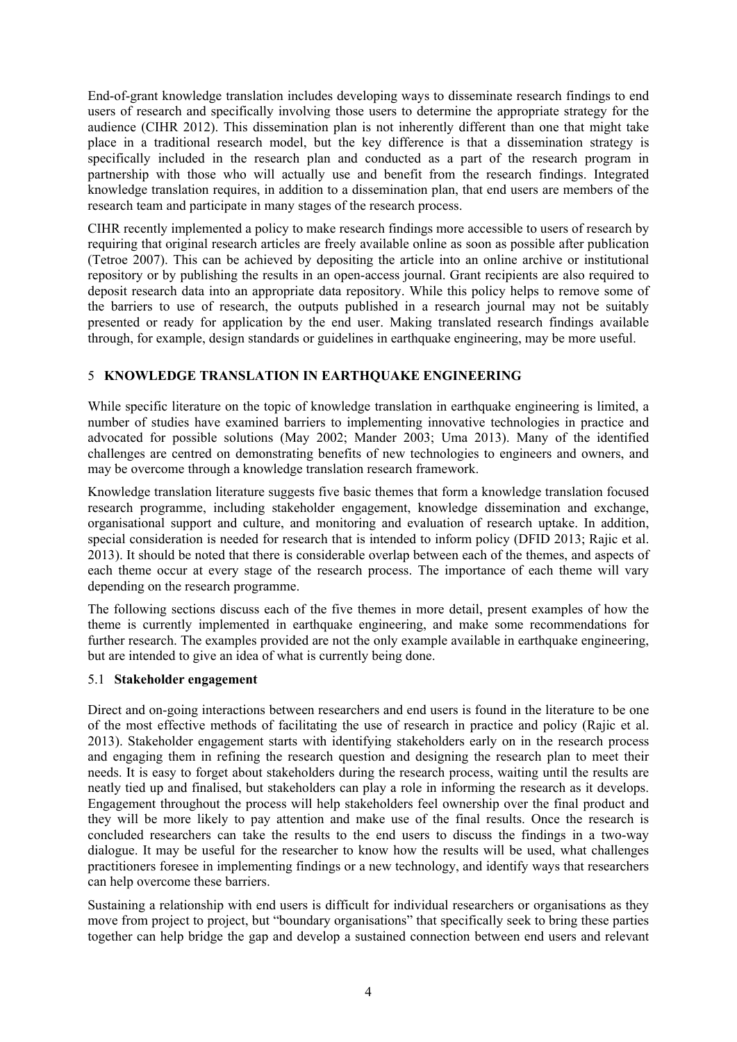End-of-grant knowledge translation includes developing ways to disseminate research findings to end users of research and specifically involving those users to determine the appropriate strategy for the audience (CIHR 2012). This dissemination plan is not inherently different than one that might take place in a traditional research model, but the key difference is that a dissemination strategy is specifically included in the research plan and conducted as a part of the research program in partnership with those who will actually use and benefit from the research findings. Integrated knowledge translation requires, in addition to a dissemination plan, that end users are members of the research team and participate in many stages of the research process.

CIHR recently implemented a policy to make research findings more accessible to users of research by requiring that original research articles are freely available online as soon as possible after publication (Tetroe 2007). This can be achieved by depositing the article into an online archive or institutional repository or by publishing the results in an open-access journal. Grant recipients are also required to deposit research data into an appropriate data repository. While this policy helps to remove some of the barriers to use of research, the outputs published in a research journal may not be suitably presented or ready for application by the end user. Making translated research findings available through, for example, design standards or guidelines in earthquake engineering, may be more useful.

## 5 KNOWLEDGE TRANSLATION IN EARTHQUAKE ENGINEERING

While specific literature on the topic of knowledge translation in earthquake engineering is limited, a number of studies have examined barriers to implementing innovative technologies in practice and advocated for possible solutions (May 2002; Mander 2003; Uma 2013). Many of the identified challenges are centred on demonstrating benefits of new technologies to engineers and owners, and may be overcome through a knowledge translation research framework.

Knowledge translation literature suggests five basic themes that form a knowledge translation focused research programme, including stakeholder engagement, knowledge dissemination and exchange, organisational support and culture, and monitoring and evaluation of research uptake. In addition, special consideration is needed for research that is intended to inform policy (DFID 2013; Rajic et al. 2013). It should be noted that there is considerable overlap between each of the themes, and aspects of each theme occur at every stage of the research process. The importance of each theme will vary depending on the research programme.

The following sections discuss each of the five themes in more detail, present examples of how the theme is currently implemented in earthquake engineering, and make some recommendations for further research. The examples provided are not the only example available in earthquake engineering, but are intended to give an idea of what is currently being done.

### 5.1 Stakeholder engagement

Direct and on-going interactions between researchers and end users is found in the literature to be one of the most effective methods of facilitating the use of research in practice and policy (Rajic et al. 2013). Stakeholder engagement starts with identifying stakeholders early on in the research process and engaging them in refining the research question and designing the research plan to meet their needs. It is easy to forget about stakeholders during the research process, waiting until the results are neatly tied up and finalised, but stakeholders can play a role in informing the research as it develops. Engagement throughout the process will help stakeholders feel ownership over the final product and they will be more likely to pay attention and make use of the final results. Once the research is concluded researchers can take the results to the end users to discuss the findings in a two-way dialogue. It may be useful for the researcher to know how the results will be used, what challenges practitioners foresee in implementing findings or a new technology, and identify ways that researchers can help overcome these barriers.

Sustaining a relationship with end users is difficult for individual researchers or organisations as they move from project to project, but "boundary organisations" that specifically seek to bring these parties together can help bridge the gap and develop a sustained connection between end users and relevant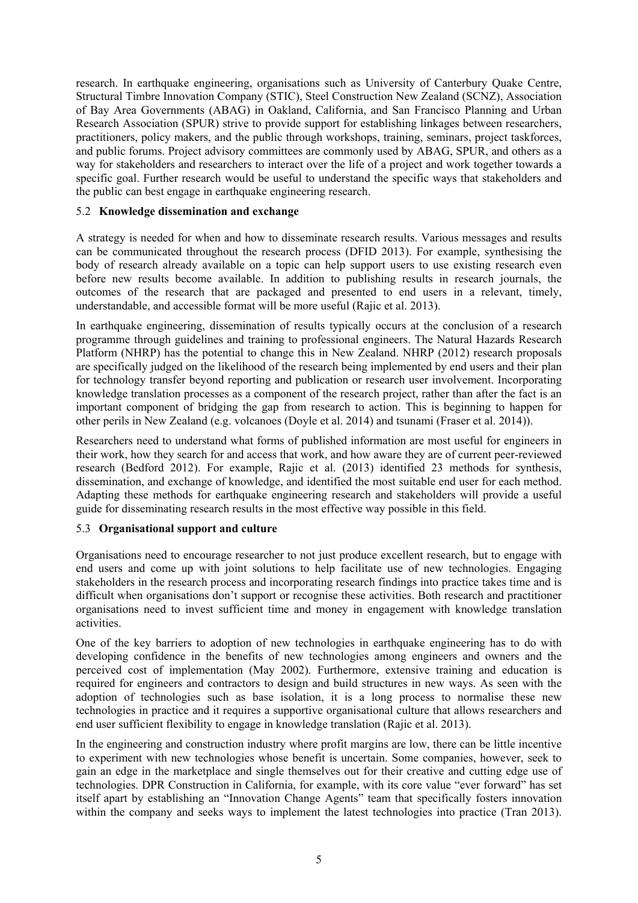research. In earthquake engineering, organisations such as University of Canterbury Quake Centre, Structural Timbre Innovation Company (STIC), Steel Construction New Zealand (SCNZ), Association of Bay Area Governments (ABAG) in Oakland, California, and San Francisco Planning and Urban Research Association (SPUR) strive to provide support for establishing linkages between researchers, practitioners, policy makers, and the public through workshops, training, seminars, project taskforces, and public forums. Project advisory committees are commonly used by ABAG, SPUR, and others as a way for stakeholders and researchers to interact over the life of a project and work together towards a specific goal. Further research would be useful to understand the specific ways that stakeholders and the public can best engage in earthquake engineering research.

### 5.2 Knowledge dissemination and exchange

A strategy is needed for when and how to disseminate research results. Various messages and results can be communicated throughout the research process (DFID 2013). For example, synthesising the body of research already available on a topic can help support users to use existing research even before new results become available. In addition to publishing results in research journals, the outcomes of the research that are packaged and presented to end users in a relevant, timely, understandable, and accessible format will be more useful (Rajic et al. 2013).

In earthquake engineering, dissemination of results typically occurs at the conclusion of a research programme through guidelines and training to professional engineers. The Natural Hazards Research Platform (NHRP) has the potential to change this in New Zealand. NHRP (2012) research proposals are specifically judged on the likelihood of the research being implemented by end users and their plan for technology transfer beyond reporting and publication or research user involvement. Incorporating knowledge translation processes as a component of the research project, rather than after the fact is an important component of bridging the gap from research to action. This is beginning to happen for other perils in New Zealand (e.g. volcanoes (Doyle et al. 2014) and tsunami (Fraser et al. 2014)).

Researchers need to understand what forms of published information are most useful for engineers in their work, how they search for and access that work, and how aware they are of current peer-reviewed research (Bedford 2012). For example, Rajic et al. (2013) identified 23 methods for synthesis, dissemination, and exchange of knowledge, and identified the most suitable end user for each method. Adapting these methods for earthquake engineering research and stakeholders will provide a useful guide for disseminating research results in the most effective way possible in this field.

### 5.3 Organisational support and culture

Organisations need to encourage researcher to not just produce excellent research, but to engage with end users and come up with joint solutions to help facilitate use of new technologies. Engaging stakeholders in the research process and incorporating research findings into practice takes time and is difficult when organisations don't support or recognise these activities. Both research and practitioner organisations need to invest sufficient time and money in engagement with knowledge translation activities.

One of the key barriers to adoption of new technologies in earthquake engineering has to do with developing confidence in the benefits of new technologies among engineers and owners and the perceived cost of implementation (May 2002). Furthermore, extensive training and education is required for engineers and contractors to design and build structures in new ways. As seen with the adoption of technologies such as base isolation, it is a long process to normalise these new technologies in practice and it requires a supportive organisational culture that allows researchers and end user sufficient flexibility to engage in knowledge translation (Rajic et al. 2013).

In the engineering and construction industry where profit margins are low, there can be little incentive to experiment with new technologies whose benefit is uncertain. Some companies, however, seek to gain an edge in the marketplace and single themselves out for their creative and cutting edge use of technologies. DPR Construction in California, for example, with its core value "ever forward" has set itself apart by establishing an "Innovation Change Agents" team that specifically fosters innovation within the company and seeks ways to implement the latest technologies into practice (Tran 2013).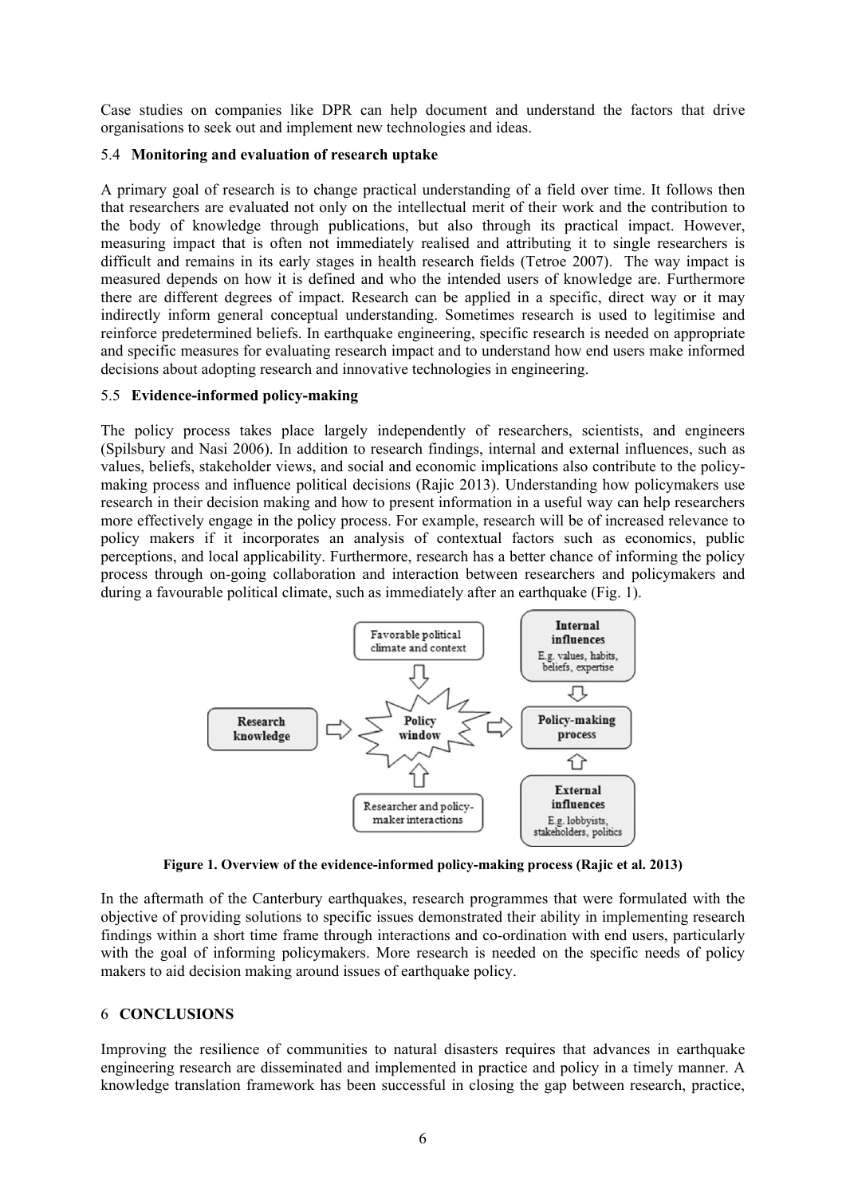Case studies on companies like DPR can help document and understand the factors that drive organisations to seek out and implement new technologies and ideas.

### 5.4 Monitoring and evaluation of research uptake

A primary goal of research is to change practical understanding of a field over time. It follows then that researchers are evaluated not only on the intellectual merit of their work and the contribution to the body of knowledge through publications, but also through its practical impact. However, measuring impact that is often not immediately realised and attributing it to single researchers is difficult and remains in its early stages in health research fields (Tetroe 2007). The way impact is measured depends on how it is defined and who the intended users of knowledge are. Furthermore there are different degrees of impact. Research can be applied in a specific, direct way or it may indirectly inform general conceptual understanding. Sometimes research is used to legitimise and reinforce predetermined beliefs. In earthquake engineering, specific research is needed on appropriate and specific measures for evaluating research impact and to understand how end users make informed decisions about adopting research and innovative technologies in engineering.

### 5.5 Evidence-informed policy-making

The policy process takes place largely independently of researchers, scientists, and engineers (Spilsbury and Nasi 2006). In addition to research findings, internal and external influences, such as values, beliefs, stakeholder views, and social and economic implications also contribute to the policy-making process and influence political decisions (Rajic 2013). Understanding how policymakers use research in their decision making and how to present information in a useful way can help researchers more effectively engage in the policy process. For example, research will be of increased relevance to policy makers if it incorporates an analysis of contextual factors such as economics, public perceptions, and local applicability. Furthermore, research has a better chance of informing the policy process through on-going collaboration and interaction between researchers and policymakers and during a favourable political climate, such as immediately after an earthquake (Fig. 1).

**Figure 1. Overview of the evidence-informed policy-making process (Rajic et al. 2013)**

In the aftermath of the Canterbury earthquakes, research programmes that were formulated with the objective of providing solutions to specific issues demonstrated their ability in implementing research findings within a short time frame through interactions and co-ordination with end users, particularly with the goal of informing policymakers. More research is needed on the specific needs of policy makers to aid decision making around issues of earthquake policy.

## 6 CONCLUSIONS

Improving the resilience of communities to natural disasters requires that advances in earthquake engineering research are disseminated and implemented in practice and policy in a timely manner. A knowledge translation framework has been successful in closing the gap between research, practice,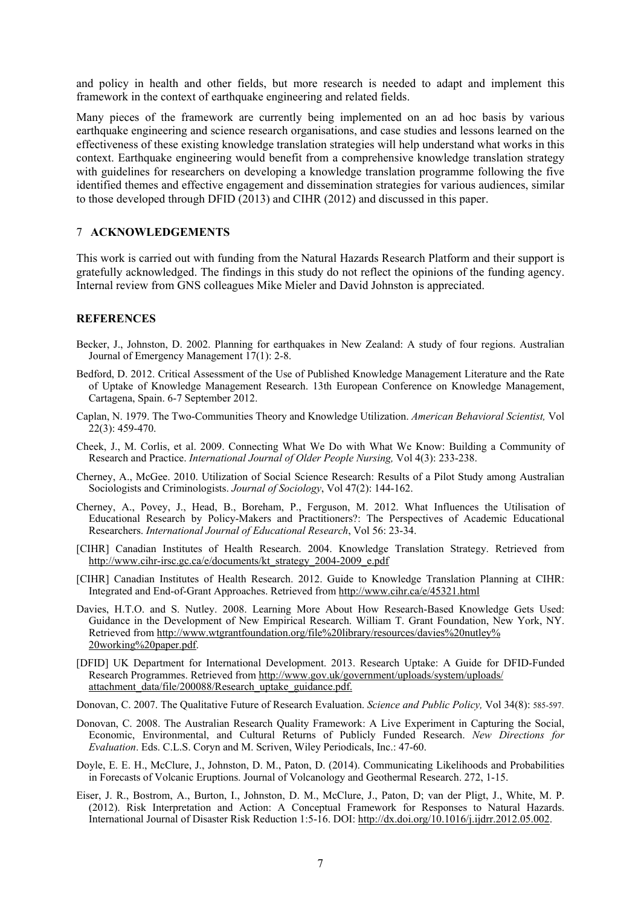and policy in health and other fields, but more research is needed to adapt and implement this framework in the context of earthquake engineering and related fields.

Many pieces of the framework are currently being implemented on an ad hoc basis by various earthquake engineering and science research organisations, and case studies and lessons learned on the effectiveness of these existing knowledge translation strategies will help understand what works in this context. Earthquake engineering would benefit from a comprehensive knowledge translation strategy with guidelines for researchers on developing a knowledge translation programme following the five identified themes and effective engagement and dissemination strategies for various audiences, similar to those developed through DFID (2013) and CIHR (2012) and discussed in this paper.

## 7 ACKNOWLEDGEMENTS

This work is carried out with funding from the Natural Hazards Research Platform and their support is gratefully acknowledged. The findings in this study do not reflect the opinions of the funding agency. Internal review from GNS colleagues Mike Mieler and David Johnston is appreciated.

## REFERENCES

Becker, J., Johnston, D. 2002. Planning for earthquakes in New Zealand: A study of four regions. Australian Journal of Emergency Management 17(1): 2-8.

Bedford, D. 2012. Critical Assessment of the Use of Published Knowledge Management Literature and the Rate of Uptake of Knowledge Management Research. 13th European Conference on Knowledge Management, Cartagena, Spain. 6-7 September 2012.

Caplan, N. 1979. The Two-Communities Theory and Knowledge Utilization. *American Behavioral Scientist,* Vol 22(3): 459-470.

Cheek, J., M. Corlis, et al. 2009. Connecting What We Do with What We Know: Building a Community of Research and Practice. *International Journal of Older People Nursing,* Vol 4(3): 233-238.

Cherney, A., McGee. 2010. Utilization of Social Science Research: Results of a Pilot Study among Australian Sociologists and Criminologists. *Journal of Sociology*, Vol 47(2): 144-162.

Cherney, A., Povey, J., Head, B., Boreham, P., Ferguson, M. 2012. What Influences the Utilisation of Educational Research by Policy-Makers and Practitioners?: The Perspectives of Academic Educational Researchers. *International Journal of Educational Research*, Vol 56: 23-34.

[CIHR] Canadian Institutes of Health Research. 2004. Knowledge Translation Strategy. Retrieved from http://www.cihr-irsc.gc.ca/e/documents/kt_strategy_2004-2009_e.pdf

[CIHR] Canadian Institutes of Health Research. 2012. Guide to Knowledge Translation Planning at CIHR: Integrated and End-of-Grant Approaches. Retrieved from http://www.cihr.ca/e/45321.html

Davies, H.T.O. and S. Nutley. 2008. Learning More About How Research-Based Knowledge Gets Used: Guidance in the Development of New Empirical Research. William T. Grant Foundation, New York, NY. Retrieved from http://www.wtgrantfoundation.org/file%20library/resources/davies%20nutley%20working%20paper.pdf.

[DFID] UK Department for International Development. 2013. Research Uptake: A Guide for DFID-Funded Research Programmes. Retrieved from http://www.gov.uk/government/uploads/system/uploads/attachment_data/file/200088/Research_uptake_guidance.pdf.

Donovan, C. 2007. The Qualitative Future of Research Evaluation. *Science and Public Policy,* Vol 34(8): 585-597.

Donovan, C. 2008. The Australian Research Quality Framework: A Live Experiment in Capturing the Social, Economic, Environmental, and Cultural Returns of Publicly Funded Research. *New Directions for Evaluation*. Eds. C.L.S. Coryn and M. Scriven, Wiley Periodicals, Inc.: 47-60.

Doyle, E. E. H., McClure, J., Johnston, D. M., Paton, D. (2014). Communicating Likelihoods and Probabilities in Forecasts of Volcanic Eruptions. Journal of Volcanology and Geothermal Research. 272, 1-15.

Eiser, J. R., Bostrom, A., Burton, I., Johnston, D. M., McClure, J., Paton, D; van der Pligt, J., White, M. P. (2012). Risk Interpretation and Action: A Conceptual Framework for Responses to Natural Hazards. International Journal of Disaster Risk Reduction 1:5-16. DOI: http://dx.doi.org/10.1016/j.ijdrr.2012.05.002.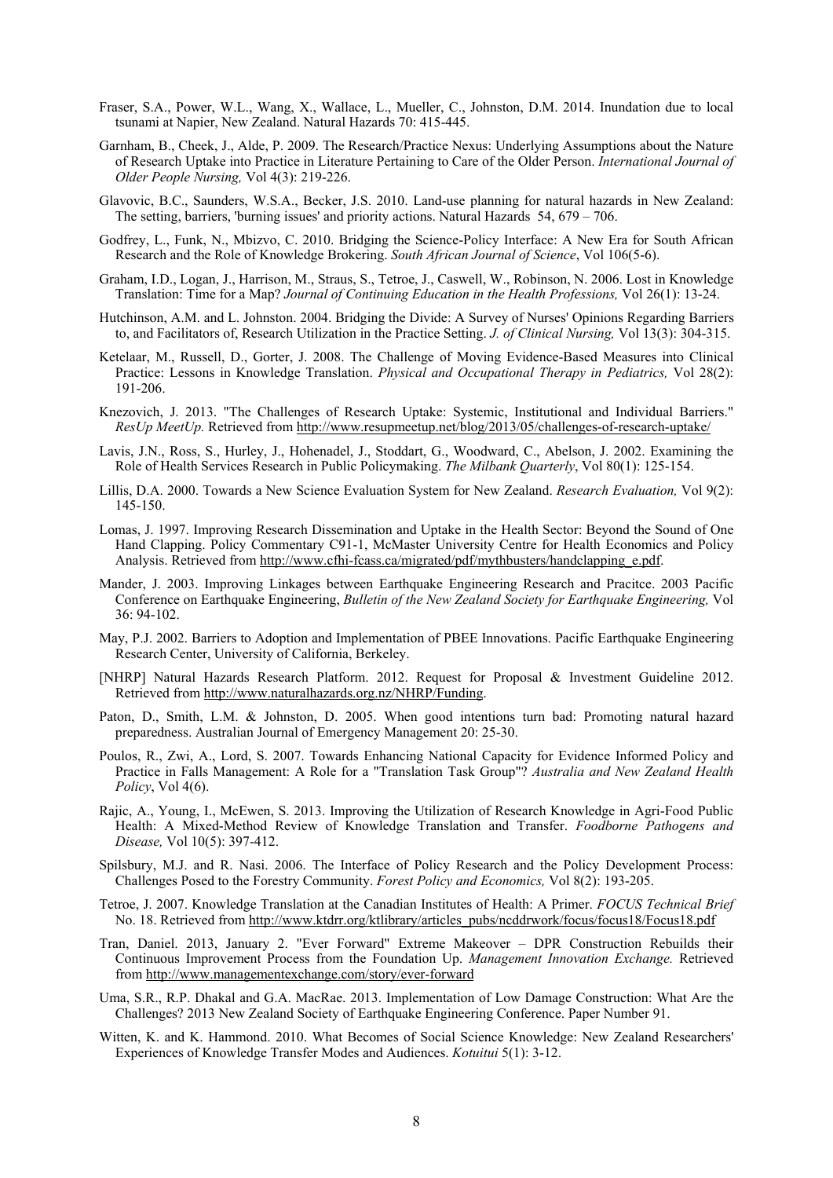Fraser, S.A., Power, W.L., Wang, X., Wallace, L., Mueller, C., Johnston, D.M. 2014. Inundation due to local tsunami at Napier, New Zealand. Natural Hazards 70: 415-445.

Garnham, B., Cheek, J., Alde, P. 2009. The Research/Practice Nexus: Underlying Assumptions about the Nature of Research Uptake into Practice in Literature Pertaining to Care of the Older Person. *International Journal of Older People Nursing,* Vol 4(3): 219-226.

Glavovic, B.C., Saunders, W.S.A., Becker, J.S. 2010. Land-use planning for natural hazards in New Zealand: The setting, barriers, 'burning issues' and priority actions. Natural Hazards 54, 679 – 706.

Godfrey, L., Funk, N., Mbizvo, C. 2010. Bridging the Science-Policy Interface: A New Era for South African Research and the Role of Knowledge Brokering. *South African Journal of Science*, Vol 106(5-6).

Graham, I.D., Logan, J., Harrison, M., Straus, S., Tetroe, J., Caswell, W., Robinson, N. 2006. Lost in Knowledge Translation: Time for a Map? *Journal of Continuing Education in the Health Professions,* Vol 26(1): 13-24.

Hutchinson, A.M. and L. Johnston. 2004. Bridging the Divide: A Survey of Nurses' Opinions Regarding Barriers to, and Facilitators of, Research Utilization in the Practice Setting. *J. of Clinical Nursing,* Vol 13(3): 304-315.

Ketelaar, M., Russell, D., Gorter, J. 2008. The Challenge of Moving Evidence-Based Measures into Clinical Practice: Lessons in Knowledge Translation. *Physical and Occupational Therapy in Pediatrics,* Vol 28(2): 191-206.

Knezovich, J. 2013. "The Challenges of Research Uptake: Systemic, Institutional and Individual Barriers." *ResUp MeetUp.* Retrieved from http://www.resupmeetup.net/blog/2013/05/challenges-of-research-uptake/

Lavis, J.N., Ross, S., Hurley, J., Hohenadel, J., Stoddart, G., Woodward, C., Abelson, J. 2002. Examining the Role of Health Services Research in Public Policymaking. *The Milbank Quarterly*, Vol 80(1): 125-154.

Lillis, D.A. 2000. Towards a New Science Evaluation System for New Zealand. *Research Evaluation,* Vol 9(2): 145-150.

Lomas, J. 1997. Improving Research Dissemination and Uptake in the Health Sector: Beyond the Sound of One Hand Clapping. Policy Commentary C91-1, McMaster University Centre for Health Economics and Policy Analysis. Retrieved from http://www.cfhi-fcass.ca/migrated/pdf/mythbusters/handclapping_e.pdf.

Mander, J. 2003. Improving Linkages between Earthquake Engineering Research and Pracitce. 2003 Pacific Conference on Earthquake Engineering, *Bulletin of the New Zealand Society for Earthquake Engineering,* Vol 36: 94-102.

May, P.J. 2002. Barriers to Adoption and Implementation of PBEE Innovations. Pacific Earthquake Engineering Research Center, University of California, Berkeley.

[NHRP] Natural Hazards Research Platform. 2012. Request for Proposal & Investment Guideline 2012. Retrieved from http://www.naturalhazards.org.nz/NHRP/Funding.

Paton, D., Smith, L.M. & Johnston, D. 2005. When good intentions turn bad: Promoting natural hazard preparedness. Australian Journal of Emergency Management 20: 25-30.

Poulos, R., Zwi, A., Lord, S. 2007. Towards Enhancing National Capacity for Evidence Informed Policy and Practice in Falls Management: A Role for a "Translation Task Group"? *Australia and New Zealand Health Policy*, Vol 4(6).

Rajic, A., Young, I., McEwen, S. 2013. Improving the Utilization of Research Knowledge in Agri-Food Public Health: A Mixed-Method Review of Knowledge Translation and Transfer. *Foodborne Pathogens and Disease,* Vol 10(5): 397-412.

Spilsbury, M.J. and R. Nasi. 2006. The Interface of Policy Research and the Policy Development Process: Challenges Posed to the Forestry Community. *Forest Policy and Economics,* Vol 8(2): 193-205.

Tetroe, J. 2007. Knowledge Translation at the Canadian Institutes of Health: A Primer. *FOCUS Technical Brief* No. 18. Retrieved from http://www.ktdrr.org/ktlibrary/articles_pubs/ncddrwork/focus/focus18/Focus18.pdf

Tran, Daniel. 2013, January 2. "Ever Forward" Extreme Makeover – DPR Construction Rebuilds their Continuous Improvement Process from the Foundation Up. *Management Innovation Exchange.* Retrieved from http://www.managementexchange.com/story/ever-forward

Uma, S.R., R.P. Dhakal and G.A. MacRae. 2013. Implementation of Low Damage Construction: What Are the Challenges? 2013 New Zealand Society of Earthquake Engineering Conference. Paper Number 91.

Witten, K. and K. Hammond. 2010. What Becomes of Social Science Knowledge: New Zealand Researchers' Experiences of Knowledge Transfer Modes and Audiences. *Kotuitui* 5(1): 3-12.